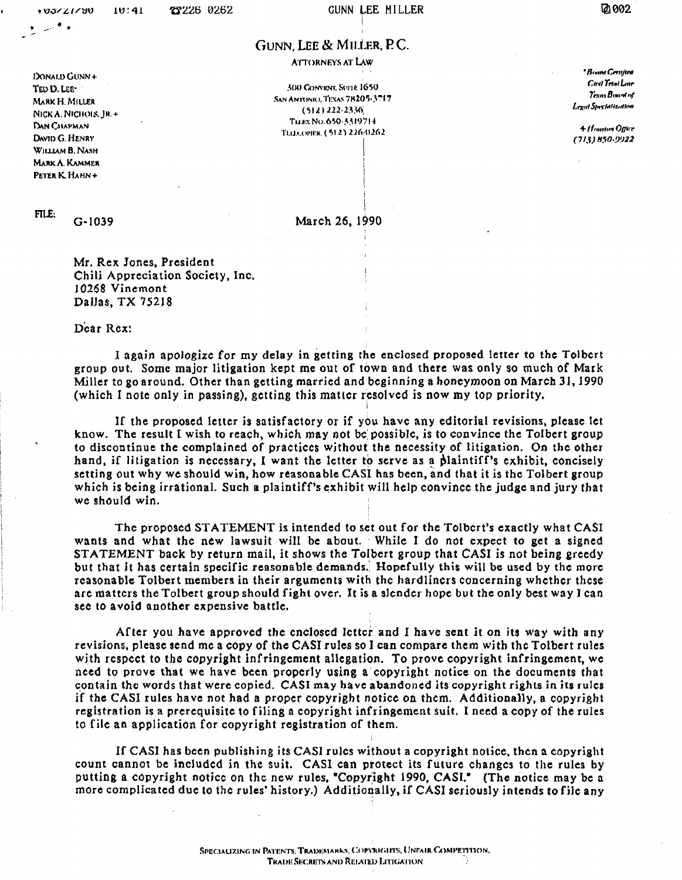# GUNN, LEE & MILLER, P.C.

ATTORNEYS AT LAW

DONALD GUNN +
TED D. LEE*
MARK H. MILLER
NICK A. NICHOLS, JR. +
DAN CHAPMAN
DAVID G. HENRY
WILLIAM B. NASH
MARK A. KAMMER
PETER K. HAHN +

300 CONVENT, SUITE 1650
SAN ANTONIO, TEXAS 78205-3717
(512) 222-2336
TELEX NO. 650-3319714
TELECOPIER (512) 226-0262

*Board Certified
Civil Trial Law
Texas Board of
Legal Specialization

+ Houston Office
(713) 850-9922

FILE: G-1039

March 26, 1990

Mr. Rex Jones, President
Chili Appreciation Society, Inc.
10268 Vinemont
Dallas, TX 75218

Dear Rex:

I again apologize for my delay in getting the enclosed proposed letter to the Tolbert group out. Some major litigation kept me out of town and there was only so much of Mark Miller to go around. Other than getting married and beginning a honeymoon on March 31, 1990 (which I note only in passing), getting this matter resolved is now my top priority.

If the proposed letter is satisfactory or if you have any editorial revisions, please let know. The result I wish to reach, which may not be possible, is to convince the Tolbert group to discontinue the complained of practices without the necessity of litigation. On the other hand, if litigation is necessary, I want the letter to serve as a plaintiff's exhibit, concisely setting out why we should win, how reasonable CASI has been, and that it is the Tolbert group which is being irrational. Such a plaintiff's exhibit will help convince the judge and jury that we should win.

The proposed STATEMENT is intended to set out for the Tolbert's exactly what CASI wants and what the new lawsuit will be about. While I do not expect to get a signed STATEMENT back by return mail, it shows the Tolbert group that CASI is not being greedy but that it has certain specific reasonable demands. Hopefully this will be used by the more reasonable Tolbert members in their arguments with the hardliners concerning whether these are matters the Tolbert group should fight over. It is a slender hope but the only best way I can see to avoid another expensive battle.

After you have approved the enclosed letter and I have sent it on its way with any revisions, please send me a copy of the CASI rules so I can compare them with the Tolbert rules with respect to the copyright infringement allegation. To prove copyright infringement, we need to prove that we have been properly using a copyright notice on the documents that contain the words that were copied. CASI may have abandoned its copyright rights in its rules if the CASI rules have not had a proper copyright notice on them. Additionally, a copyright registration is a prerequisite to filing a copyright infringement suit. I need a copy of the rules to file an application for copyright registration of them.

If CASI has been publishing its CASI rules without a copyright notice, then a copyright count cannot be included in the suit. CASI can protect its future changes to the rules by putting a copyright notice on the new rules, "Copyright 1990, CASI." (The notice may be a more complicated due to the rules' history.) Additionally, if CASI seriously intends to file any

SPECIALIZING IN PATENTS, TRADEMARKS, COPYRIGHTS, UNFAIR COMPETITION, TRADE SECRETS AND RELATED LITIGATION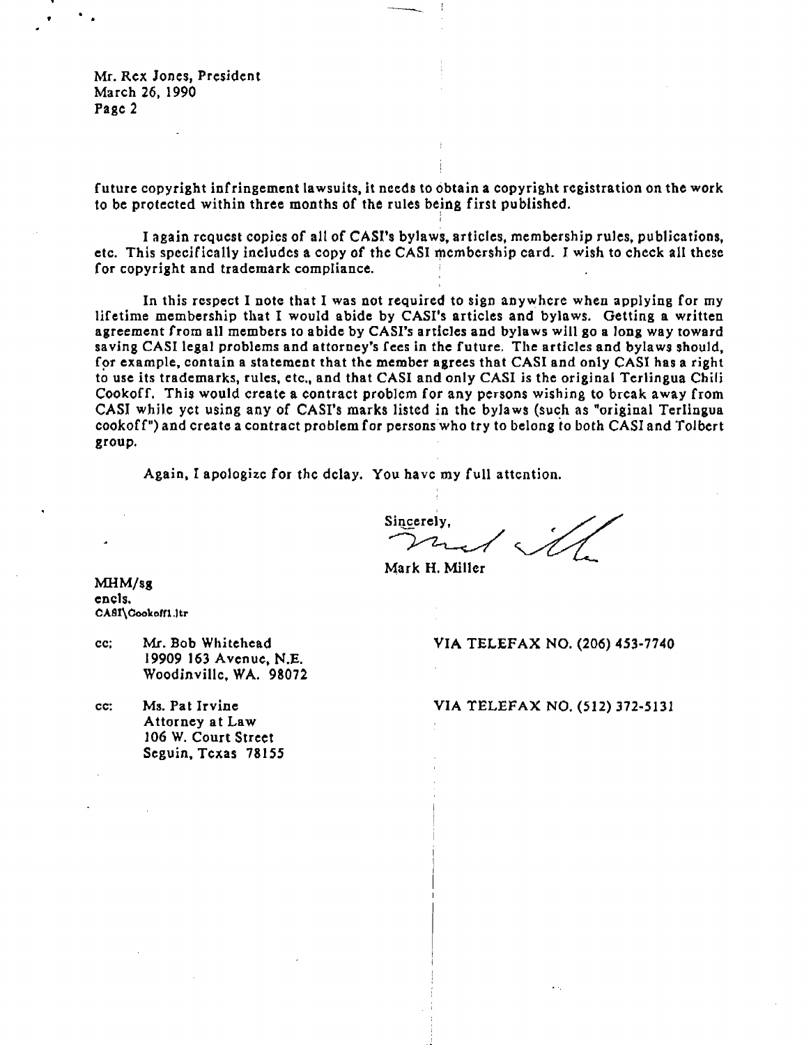Mr. Rex Jones, President
March 26, 1990
Page 2

future copyright infringement lawsuits, it needs to obtain a copyright registration on the work to be protected within three months of the rules being first published.

I again request copies of all of CASI's bylaws, articles, membership rules, publications, etc. This specifically includes a copy of the CASI membership card. I wish to check all these for copyright and trademark compliance.

In this respect I note that I was not required to sign anywhere when applying for my lifetime membership that I would abide by CASI's articles and bylaws. Getting a written agreement from all members to abide by CASI's articles and bylaws will go a long way toward saving CASI legal problems and attorney's fees in the future. The articles and bylaws should, for example, contain a statement that the member agrees that CASI and only CASI has a right to use its trademarks, rules, etc., and that CASI and only CASI is the original Terlingua Chili Cookoff. This would create a contract problem for any persons wishing to break away from CASI while yet using any of CASI's marks listed in the bylaws (such as "original Terlingua cookoff") and create a contract problem for persons who try to belong to both CASI and Tolbert group.

Again, I apologize for the delay. You have my full attention.

Sincerely,

Mark H. Miller

MHM/sg
encls.
CASI\Cookoff1.ltr

cc: Mr. Bob Whitehead
19909 163 Avenue, N.E.
Woodinville, WA. 98072

VIA TELEFAX NO. (206) 453-7740

cc: Ms. Pat Irvine
Attorney at Law
106 W. Court Street
Seguin, Texas 78155

VIA TELEFAX NO. (512) 372-5131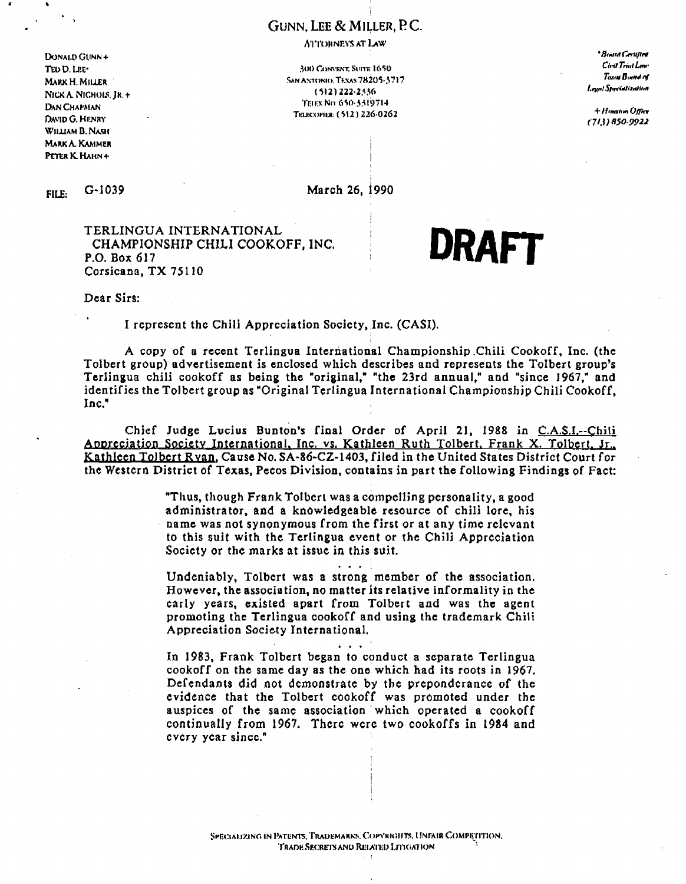# GUNN, LEE & MILLER, P.C.

ATTORNEYS AT LAW

300 CONVENT, SUITE 1650
SAN ANTONIO, TEXAS 78205-3717
(512) 222-2336
TELEX NO. 650-3319714
TELECOPIER: (512) 226-0262

DONALD GUNN +
TED D. LEE*
MARK H. MILLER
NICK A. NICHOLS, JR. +
DAN CHAPMAN
DAVID G. HENRY
WILLIAM B. NASH
MARK A. KAMMER
PETER K. HAHN +

*Board Certified
Civil Trial Law
Texas Board of
Legal Specialization

+ Houston Office
(713) 850-9922

FILE: G-1039

March 26, 1990

**DRAFT**

TERLINGUA INTERNATIONAL
CHAMPIONSHIP CHILI COOKOFF, INC.
P.O. Box 617
Corsicana, TX 75110

Dear Sirs:

I represent the Chili Appreciation Society, Inc. (CASI).

A copy of a recent Terlingua International Championship Chili Cookoff, Inc. (the Tolbert group) advertisement is enclosed which describes and represents the Tolbert group's Terlingua chili cookoff as being the "original," "the 23rd annual," and "since 1967," and identifies the Tolbert group as "Original Terlingua International Championship Chili Cookoff, Inc."

Chief Judge Lucius Bunton's final Order of April 21, 1988 in C.A.S.I.--Chili Appreciation Society International, Inc. vs. Kathleen Ruth Tolbert, Frank X. Tolbert, Jr., Kathleen Tolbert Ryan, Cause No. SA-86-CZ-1403, filed in the United States District Court for the Western District of Texas, Pecos Division, contains in part the following Findings of Fact:

> "Thus, though Frank Tolbert was a compelling personality, a good administrator, and a knowledgeable resource of chili lore, his name was not synonymous from the first or at any time relevant to this suit with the Terlingua event or the Chili Appreciation Society or the marks at issue in this suit.
>
> . . .
>
> Undeniably, Tolbert was a strong member of the association. However, the association, no matter its relative informality in the early years, existed apart from Tolbert and was the agent promoting the Terlingua cookoff and using the trademark Chili Appreciation Society International.
>
> . . .
>
> In 1983, Frank Tolbert began to conduct a separate Terlingua cookoff on the same day as the one which had its roots in 1967. Defendants did not demonstrate by the preponderance of the evidence that the Tolbert cookoff was promoted under the auspices of the same association which operated a cookoff continually from 1967. There were two cookoffs in 1984 and every year since."

SPECIALIZING IN PATENTS, TRADEMARKS, COPYRIGHTS, UNFAIR COMPETITION, TRADE SECRETS AND RELATED LITIGATION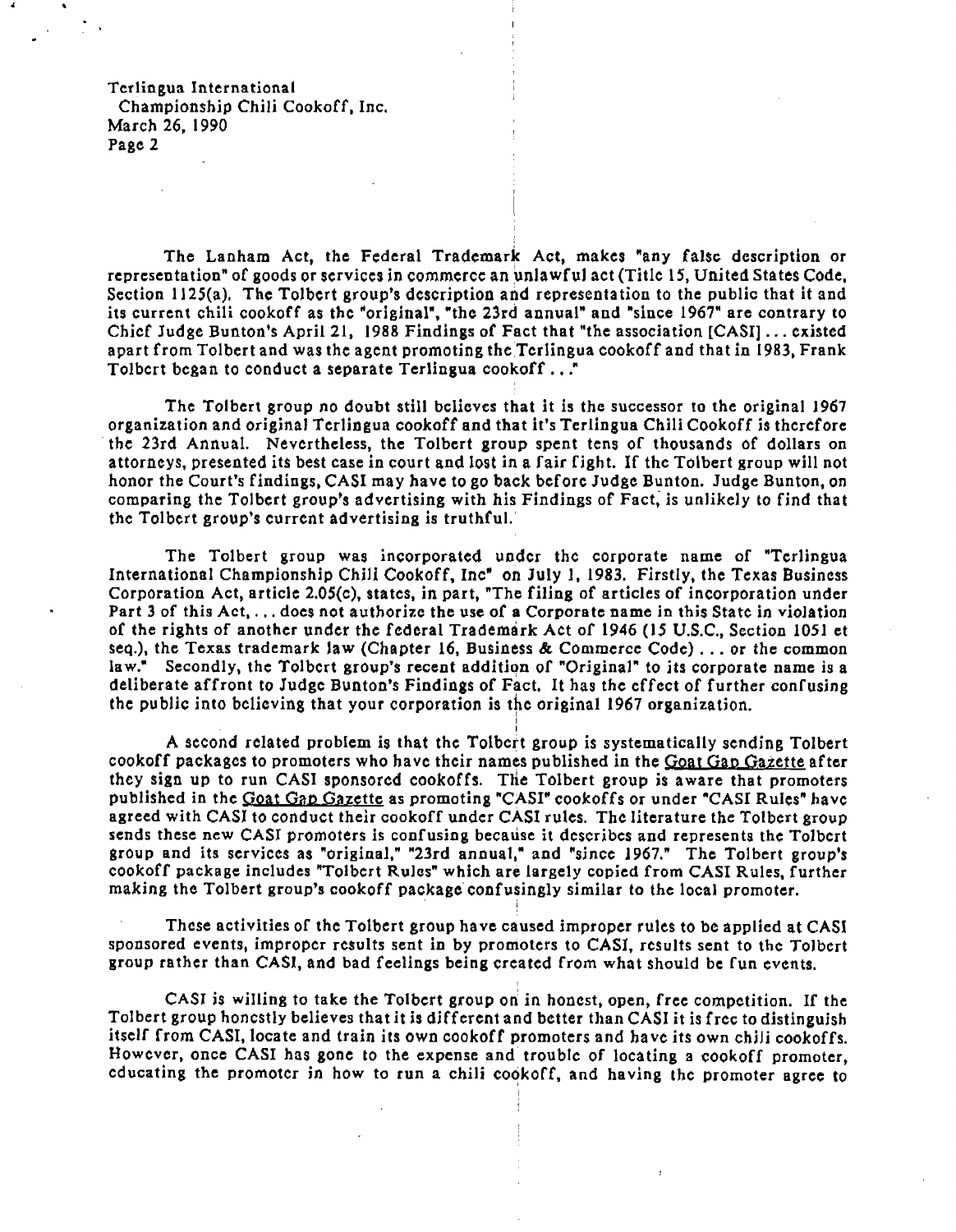The Lanham Act, the Federal Trademark Act, makes "any false description or representation" of goods or services in commerce an unlawful act (Title 15, United States Code, Section 1125(a). The Tolbert group's description and representation to the public that it and its current chili cookoff as the "original", "the 23rd annual" and "since 1967" are contrary to Chief Judge Bunton's April 21, 1988 Findings of Fact that "the association [CASI] ... existed apart from Tolbert and was the agent promoting the Terlingua cookoff and that in 1983, Frank Tolbert began to conduct a separate Terlingua cookoff ..."

The Tolbert group no doubt still believes that it is the successor to the original 1967 organization and original Terlingua cookoff and that it's Terlingua Chili Cookoff is therefore the 23rd Annual. Nevertheless, the Tolbert group spent tens of thousands of dollars on attorneys, presented its best case in court and lost in a fair fight. If the Tolbert group will not honor the Court's findings, CASI may have to go back before Judge Bunton. Judge Bunton, on comparing the Tolbert group's advertising with his Findings of Fact, is unlikely to find that the Tolbert group's current advertising is truthful.

The Tolbert group was incorporated under the corporate name of "Terlingua International Championship Chili Cookoff, Inc" on July 1, 1983. Firstly, the Texas Business Corporation Act, article 2.05(c), states, in part, "The filing of articles of incorporation under Part 3 of this Act, ... does not authorize the use of a Corporate name in this State in violation of the rights of another under the federal Trademark Act of 1946 (15 U.S.C., Section 1051 et seq.), the Texas trademark law (Chapter 16, Business & Commerce Code) ... or the common law." Secondly, the Tolbert group's recent addition of "Original" to its corporate name is a deliberate affront to Judge Bunton's Findings of Fact. It has the effect of further confusing the public into believing that your corporation is the original 1967 organization.

A second related problem is that the Tolbert group is systematically sending Tolbert cookoff packages to promoters who have their names published in the Goat Gap Gazette after they sign up to run CASI sponsored cookoffs. The Tolbert group is aware that promoters published in the Goat Gap Gazette as promoting "CASI" cookoffs or under "CASI Rules" have agreed with CASI to conduct their cookoff under CASI rules. The literature the Tolbert group sends these new CASI promoters is confusing because it describes and represents the Tolbert group and its services as "original," "23rd annual," and "since 1967." The Tolbert group's cookoff package includes "Tolbert Rules" which are largely copied from CASI Rules, further making the Tolbert group's cookoff package confusingly similar to the local promoter.

These activities of the Tolbert group have caused improper rules to be applied at CASI sponsored events, improper results sent in by promoters to CASI, results sent to the Tolbert group rather than CASI, and bad feelings being created from what should be fun events.

CASI is willing to take the Tolbert group on in honest, open, free competition. If the Tolbert group honestly believes that it is different and better than CASI it is free to distinguish itself from CASI, locate and train its own cookoff promoters and have its own chili cookoffs. However, once CASI has gone to the expense and trouble of locating a cookoff promoter, educating the promoter in how to run a chili cookoff, and having the promoter agree to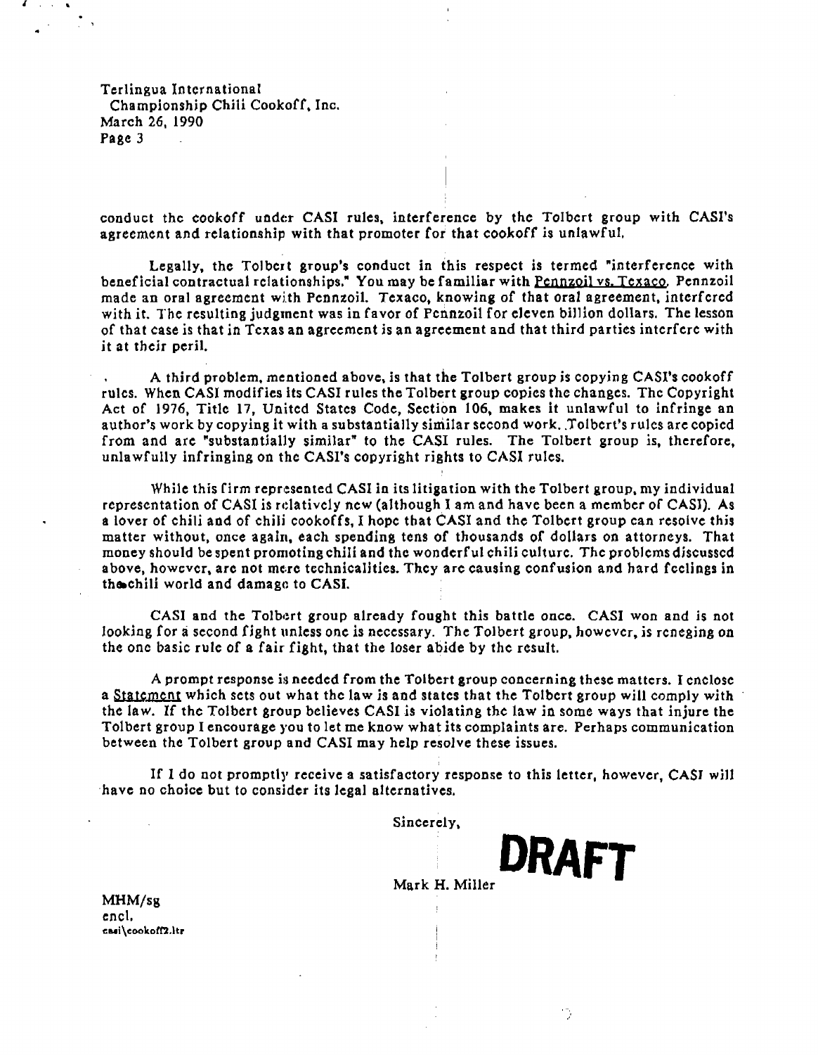conduct the cookoff under CASI rules, interference by the Tolbert group with CASI's agreement and relationship with that promoter for that cookoff is unlawful.

Legally, the Tolbert group's conduct in this respect is termed "interference with beneficial contractual relationships." You may be familiar with Pennzoil vs. Texaco. Pennzoil made an oral agreement with Pennzoil. Texaco, knowing of that oral agreement, interfered with it. The resulting judgment was in favor of Pennzoil for eleven billion dollars. The lesson of that case is that in Texas an agreement is an agreement and that third parties interfere with it at their peril.

A third problem, mentioned above, is that the Tolbert group is copying CASI's cookoff rules. When CASI modifies its CASI rules the Tolbert group copies the changes. The Copyright Act of 1976, Title 17, United States Code, Section 106, makes it unlawful to infringe an author's work by copying it with a substantially similar second work. Tolbert's rules are copied from and are "substantially similar" to the CASI rules. The Tolbert group is, therefore, unlawfully infringing on the CASI's copyright rights to CASI rules.

While this firm represented CASI in its litigation with the Tolbert group, my individual representation of CASI is relatively new (although I am and have been a member of CASI). As a lover of chili and of chili cookoffs, I hope that CASI and the Tolbert group can resolve this matter without, once again, each spending tens of thousands of dollars on attorneys. That money should be spent promoting chili and the wonderful chili culture. The problems discussed above, however, are not mere technicalities. They are causing confusion and hard feelings in the chili world and damage to CASI.

CASI and the Tolbert group already fought this battle once. CASI won and is not looking for a second fight unless one is necessary. The Tolbert group, however, is reneging on the one basic rule of a fair fight, that the loser abide by the result.

A prompt response is needed from the Tolbert group concerning these matters. I enclose a Statement which sets out what the law is and states that the Tolbert group will comply with the law. If the Tolbert group believes CASI is violating the law in some ways that injure the Tolbert group I encourage you to let me know what its complaints are. Perhaps communication between the Tolbert group and CASI may help resolve these issues.

If I do not promptly receive a satisfactory response to this letter, however, CASI will have no choice but to consider its legal alternatives.

Sincerely,

**DRAFT**

Mark H. Miller

MHM/sg
encl.
casi\cookoff2.ltr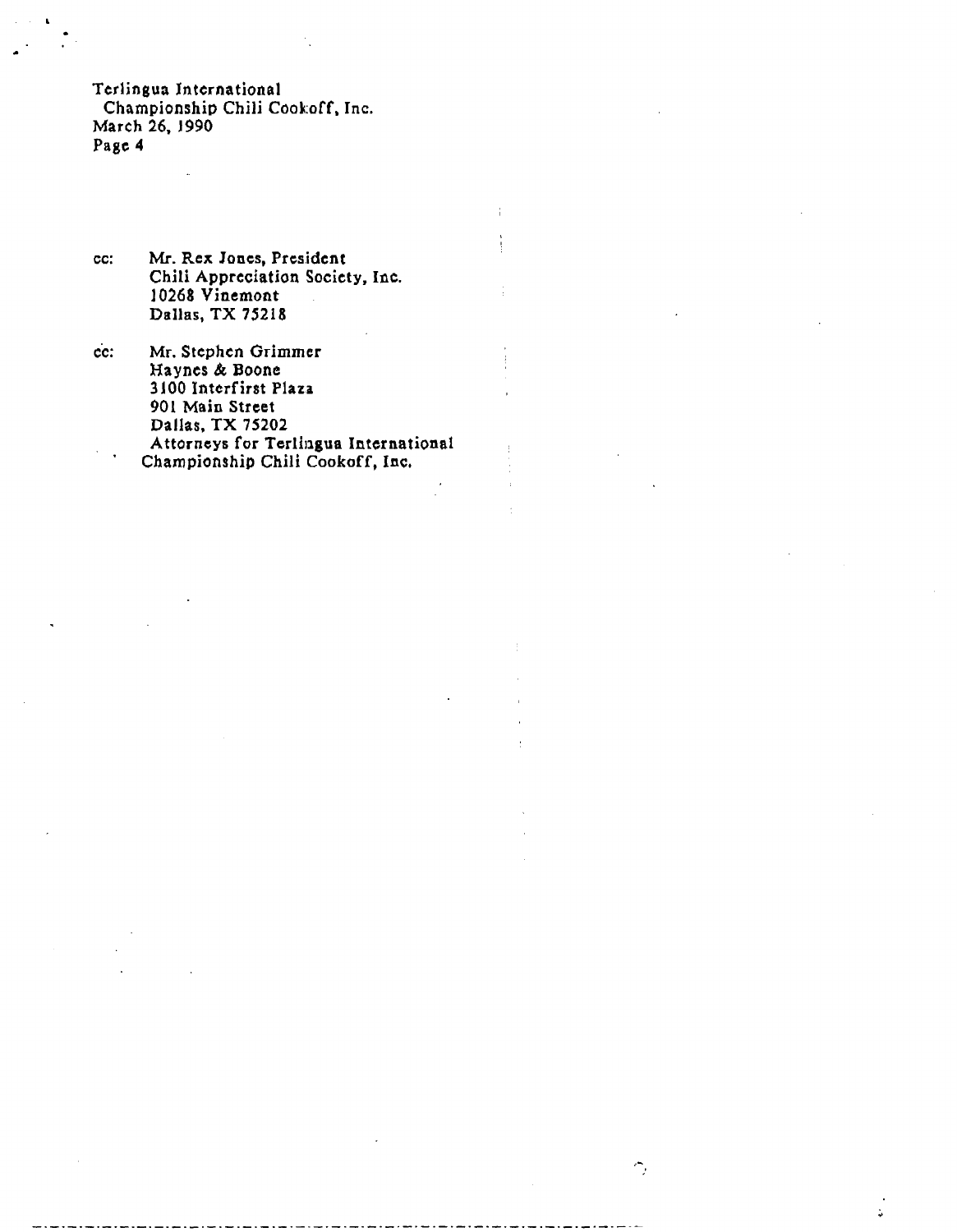cc: Mr. Rex Jones, President
Chili Appreciation Society, Inc.
10268 Vinemont
Dallas, TX 75218

cc: Mr. Stephen Grimmer
Haynes & Boone
3100 Interfirst Plaza
901 Main Street
Dallas, TX 75202
Attorneys for Terlingua International Championship Chili Cookoff, Inc.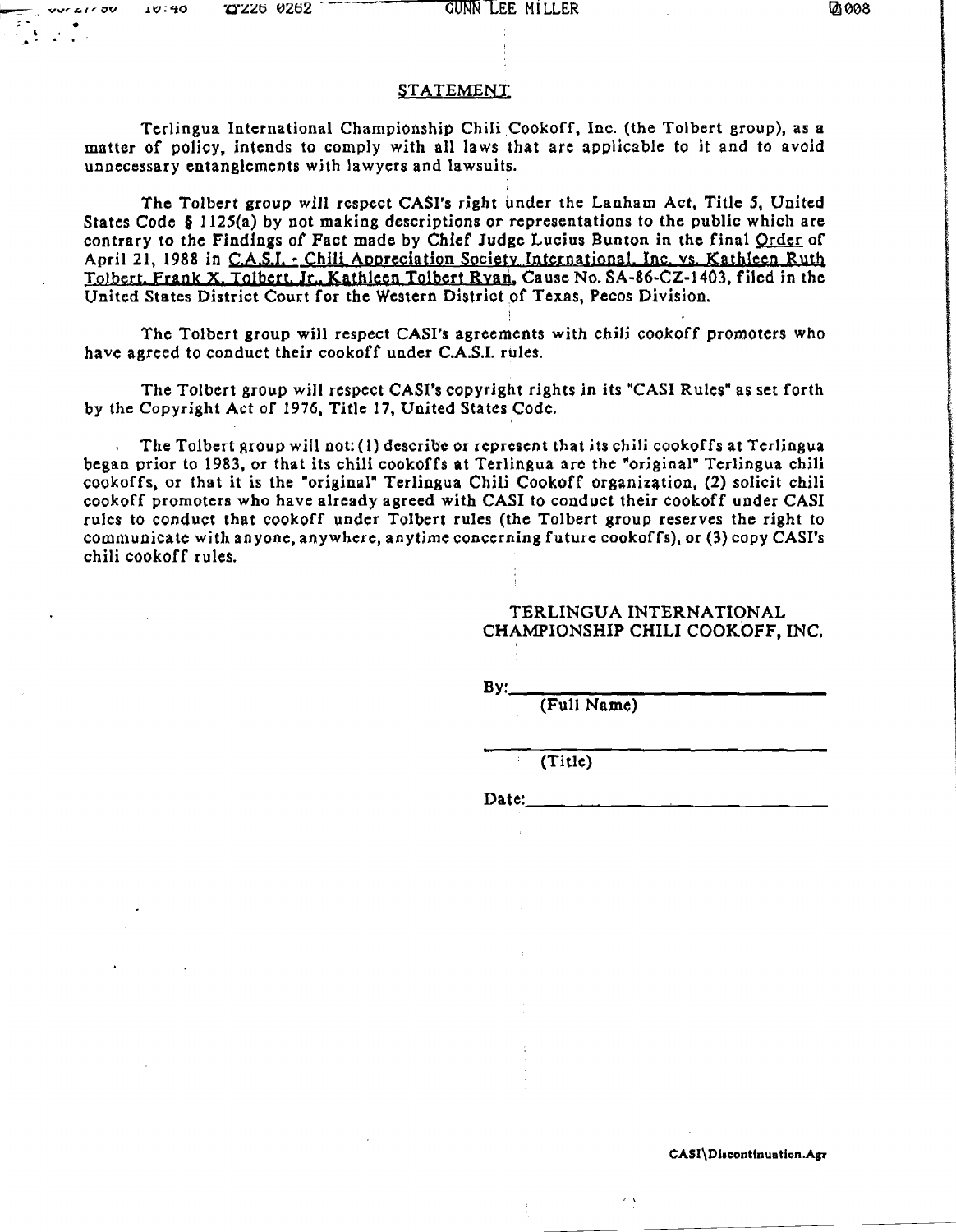## STATEMENT

Terlingua International Championship Chili Cookoff, Inc. (the Tolbert group), as a matter of policy, intends to comply with all laws that are applicable to it and to avoid unnecessary entanglements with lawyers and lawsuits.

The Tolbert group will respect CASI's right under the Lanham Act, Title 5, United States Code § 1125(a) by not making descriptions or representations to the public which are contrary to the Findings of Fact made by Chief Judge Lucius Bunton in the final Order of April 21, 1988 in C.A.S.I. - Chili Appreciation Society International, Inc. vs. Kathleen Ruth Tolbert, Frank X. Tolbert, Jr., Kathleen Tolbert Ryan, Cause No. SA-86-CZ-1403, filed in the United States District Court for the Western District of Texas, Pecos Division.

The Tolbert group will respect CASI's agreements with chili cookoff promoters who have agreed to conduct their cookoff under C.A.S.I. rules.

The Tolbert group will respect CASI's copyright rights in its "CASI Rules" as set forth by the Copyright Act of 1976, Title 17, United States Code.

The Tolbert group will not: (1) describe or represent that its chili cookoffs at Terlingua began prior to 1983, or that its chili cookoffs at Terlingua are the "original" Terlingua chili cookoffs, or that it is the "original" Terlingua Chili Cookoff organization, (2) solicit chili cookoff promoters who have already agreed with CASI to conduct their cookoff under CASI rules to conduct that cookoff under Tolbert rules (the Tolbert group reserves the right to communicate with anyone, anywhere, anytime concerning future cookoffs), or (3) copy CASI's chili cookoff rules.

TERLINGUA INTERNATIONAL CHAMPIONSHIP CHILI COOKOFF, INC.

By:\_\_\_\_\_\_\_\_\_\_\_\_\_\_\_\_\_\_\_\_\_\_\_\_\_\_
(Full Name)

\_\_\_\_\_\_\_\_\_\_\_\_\_\_\_\_\_\_\_\_\_\_\_\_\_\_
(Title)

Date:\_\_\_\_\_\_\_\_\_\_\_\_\_\_\_\_\_\_\_\_\_\_\_\_

CASI\Discontinuation.Agr